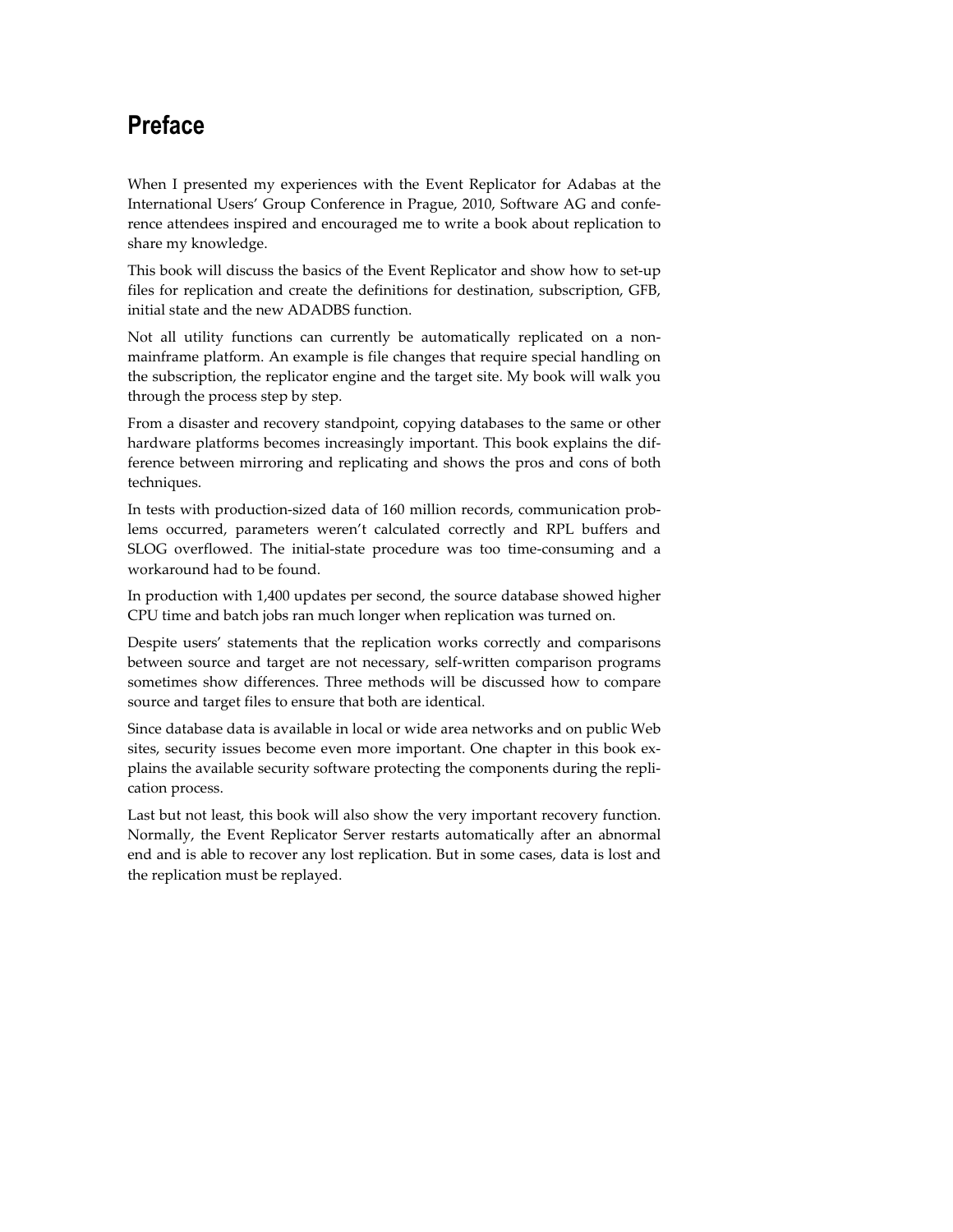# Preface

When I presented my experiences with the Event Replicator for Adabas at the International Users' Group Conference in Prague, 2010, Software AG and conference attendees inspired and encouraged me to write a book about replication to share my knowledge.

This book will discuss the basics of the Event Replicator and show how to set-up files for replication and create the definitions for destination, subscription, GFB, initial state and the new ADADBS function.

Not all utility functions can currently be automatically replicated on a non-mainframe platform. An example is file changes that require special handling on the subscription, the replicator engine and the target site. My book will walk you through the process step by step.

From a disaster and recovery standpoint, copying databases to the same or other hardware platforms becomes increasingly important. This book explains the difference between mirroring and replicating and shows the pros and cons of both techniques.

In tests with production-sized data of 160 million records, communication problems occurred, parameters weren't calculated correctly and RPL buffers and SLOG overflowed. The initial-state procedure was too time-consuming and a workaround had to be found.

In production with 1,400 updates per second, the source database showed higher CPU time and batch jobs ran much longer when replication was turned on.

Despite users' statements that the replication works correctly and comparisons between source and target are not necessary, self-written comparison programs sometimes show differences. Three methods will be discussed how to compare source and target files to ensure that both are identical.

Since database data is available in local or wide area networks and on public Web sites, security issues become even more important. One chapter in this book explains the available security software protecting the components during the replication process.

Last but not least, this book will also show the very important recovery function. Normally, the Event Replicator Server restarts automatically after an abnormal end and is able to recover any lost replication. But in some cases, data is lost and the replication must be replayed.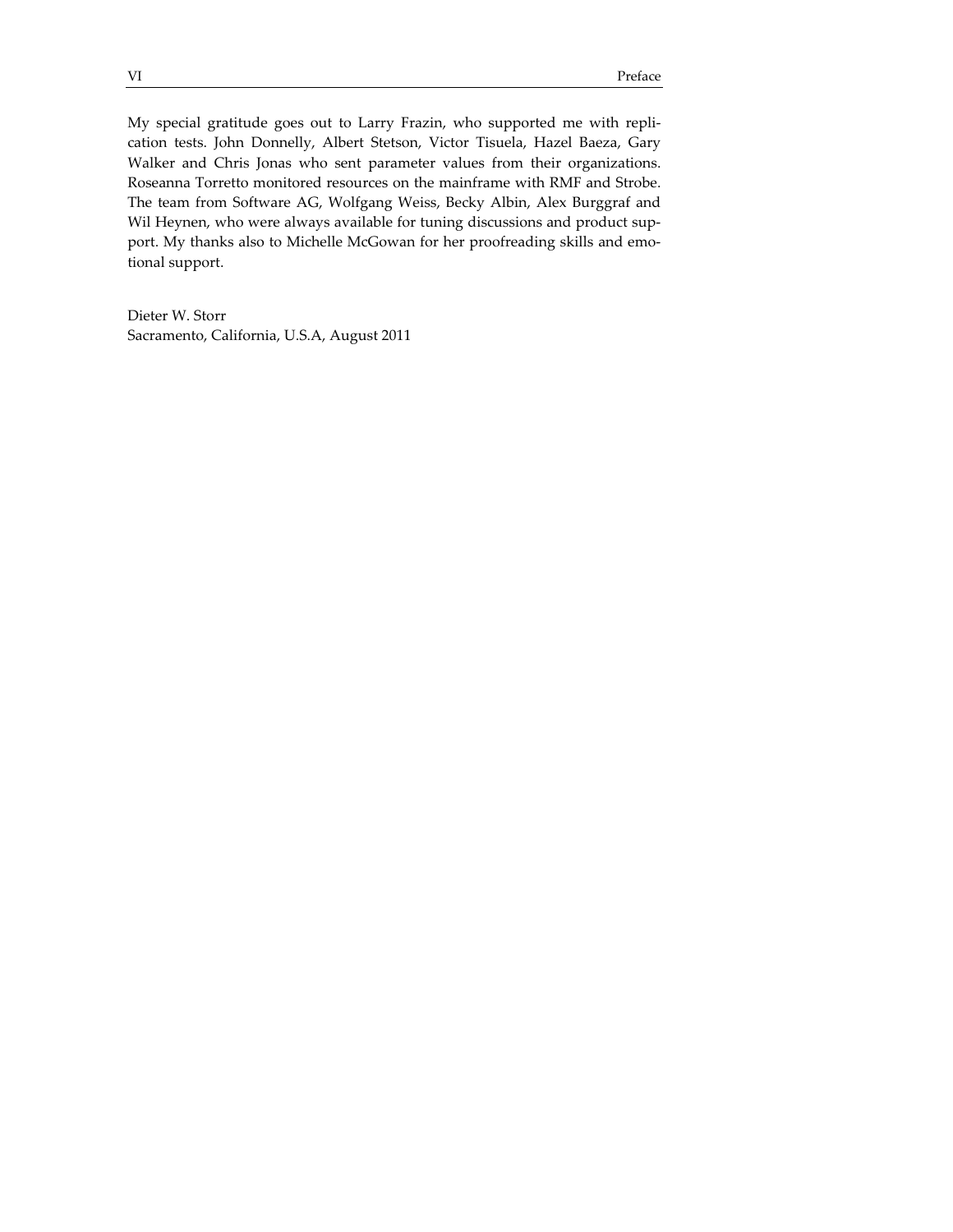My special gratitude goes out to Larry Frazin, who supported me with replication tests. John Donnelly, Albert Stetson, Victor Tisuela, Hazel Baeza, Gary Walker and Chris Jonas who sent parameter values from their organizations. Roseanna Torretto monitored resources on the mainframe with RMF and Strobe. The team from Software AG, Wolfgang Weiss, Becky Albin, Alex Burggraf and Wil Heynen, who were always available for tuning discussions and product support. My thanks also to Michelle McGowan for her proofreading skills and emotional support.

Dieter W. Storr
Sacramento, California, U.S.A, August 2011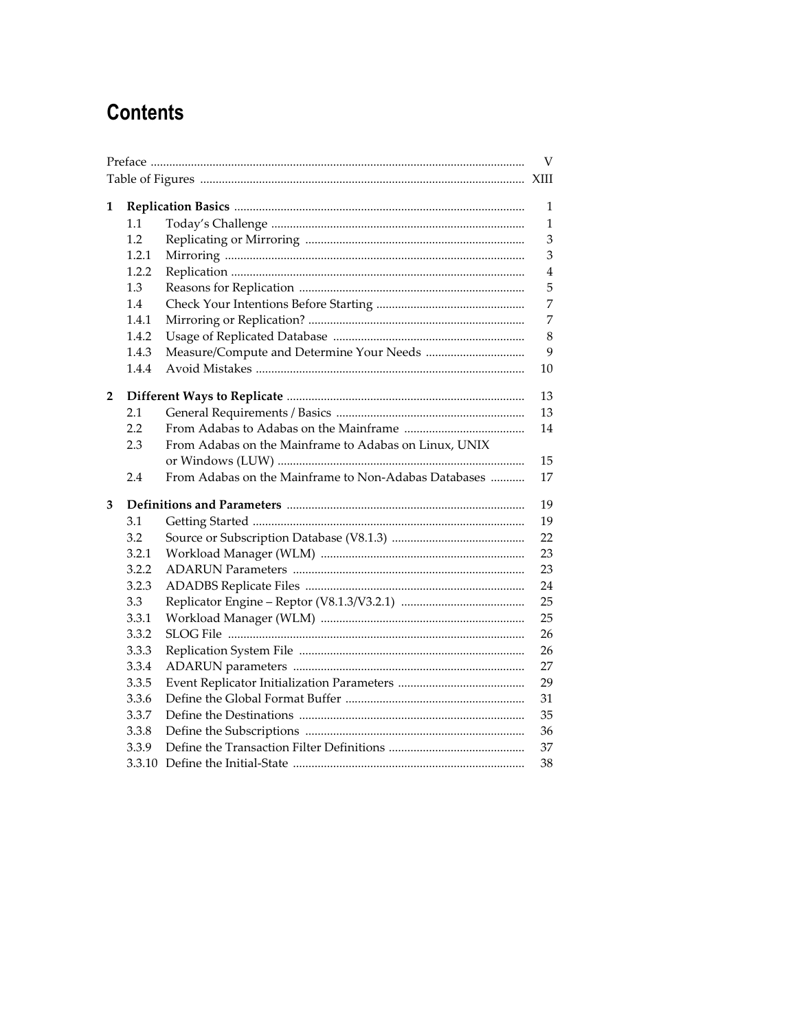# Contents

| | | | |
|---|---|---|---|
| Preface | | | V |
| Table of Figures | | | XIII |
| **1** | **Replication Basics** | | 1 |
| | 1.1 | Today's Challenge | 1 |
| | 1.2 | Replicating or Mirroring | 3 |
| | 1.2.1 | Mirroring | 3 |
| | 1.2.2 | Replication | 4 |
| | 1.3 | Reasons for Replication | 5 |
| | 1.4 | Check Your Intentions Before Starting | 7 |
| | 1.4.1 | Mirroring or Replication? | 7 |
| | 1.4.2 | Usage of Replicated Database | 8 |
| | 1.4.3 | Measure/Compute and Determine Your Needs | 9 |
| | 1.4.4 | Avoid Mistakes | 10 |
| **2** | **Different Ways to Replicate** | | 13 |
| | 2.1 | General Requirements / Basics | 13 |
| | 2.2 | From Adabas to Adabas on the Mainframe | 14 |
| | 2.3 | From Adabas on the Mainframe to Adabas on Linux, UNIX or Windows (LUW) | 15 |
| | 2.4 | From Adabas on the Mainframe to Non-Adabas Databases | 17 |
| **3** | **Definitions and Parameters** | | 19 |
| | 3.1 | Getting Started | 19 |
| | 3.2 | Source or Subscription Database (V8.1.3) | 22 |
| | 3.2.1 | Workload Manager (WLM) | 23 |
| | 3.2.2 | ADARUN Parameters | 23 |
| | 3.2.3 | ADADBS Replicate Files | 24 |
| | 3.3 | Replicator Engine – Reptor (V8.1.3/V3.2.1) | 25 |
| | 3.3.1 | Workload Manager (WLM) | 25 |
| | 3.3.2 | SLOG File | 26 |
| | 3.3.3 | Replication System File | 26 |
| | 3.3.4 | ADARUN parameters | 27 |
| | 3.3.5 | Event Replicator Initialization Parameters | 29 |
| | 3.3.6 | Define the Global Format Buffer | 31 |
| | 3.3.7 | Define the Destinations | 35 |
| | 3.3.8 | Define the Subscriptions | 36 |
| | 3.3.9 | Define the Transaction Filter Definitions | 37 |
| | 3.3.10 | Define the Initial-State | 38 |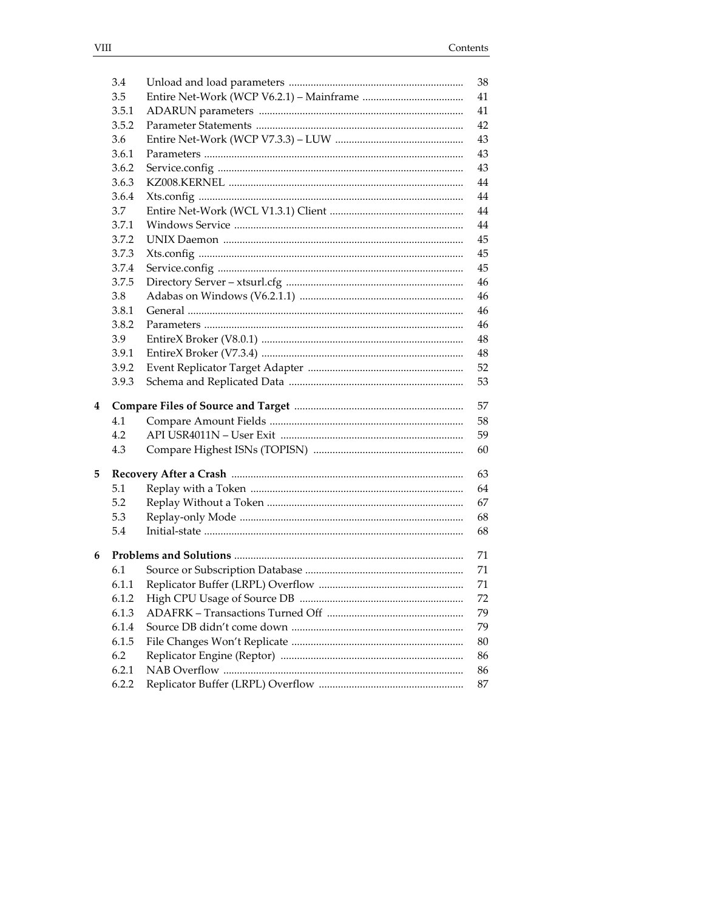| | | |
|---|---|---|
| 3.4 | Unload and load parameters | 38 |
| 3.5 | Entire Net-Work (WCP V6.2.1) – Mainframe | 41 |
| 3.5.1 | ADARUN parameters | 41 |
| 3.5.2 | Parameter Statements | 42 |
| 3.6 | Entire Net-Work (WCP V7.3.3) – LUW | 43 |
| 3.6.1 | Parameters | 43 |
| 3.6.2 | Service.config | 43 |
| 3.6.3 | KZ008.KERNEL | 44 |
| 3.6.4 | Xts.config | 44 |
| 3.7 | Entire Net-Work (WCL V1.3.1) Client | 44 |
| 3.7.1 | Windows Service | 44 |
| 3.7.2 | UNIX Daemon | 45 |
| 3.7.3 | Xts.config | 45 |
| 3.7.4 | Service.config | 45 |
| 3.7.5 | Directory Server – xtsurl.cfg | 46 |
| 3.8 | Adabas on Windows (V6.2.1.1) | 46 |
| 3.8.1 | General | 46 |
| 3.8.2 | Parameters | 46 |
| 3.9 | EntireX Broker (V8.0.1) | 48 |
| 3.9.1 | EntireX Broker (V7.3.4) | 48 |
| 3.9.2 | Event Replicator Target Adapter | 52 |
| 3.9.3 | Schema and Replicated Data | 53 |
| **4** | **Compare Files of Source and Target** | 57 |
| 4.1 | Compare Amount Fields | 58 |
| 4.2 | API USR4011N – User Exit | 59 |
| 4.3 | Compare Highest ISNs (TOPISN) | 60 |
| **5** | **Recovery After a Crash** | 63 |
| 5.1 | Replay with a Token | 64 |
| 5.2 | Replay Without a Token | 67 |
| 5.3 | Replay-only Mode | 68 |
| 5.4 | Initial-state | 68 |
| **6** | **Problems and Solutions** | 71 |
| 6.1 | Source or Subscription Database | 71 |
| 6.1.1 | Replicator Buffer (LRPL) Overflow | 71 |
| 6.1.2 | High CPU Usage of Source DB | 72 |
| 6.1.3 | ADAFRK – Transactions Turned Off | 79 |
| 6.1.4 | Source DB didn't come down | 79 |
| 6.1.5 | File Changes Won't Replicate | 80 |
| 6.2 | Replicator Engine (Reptor) | 86 |
| 6.2.1 | NAB Overflow | 86 |
| 6.2.2 | Replicator Buffer (LRPL) Overflow | 87 |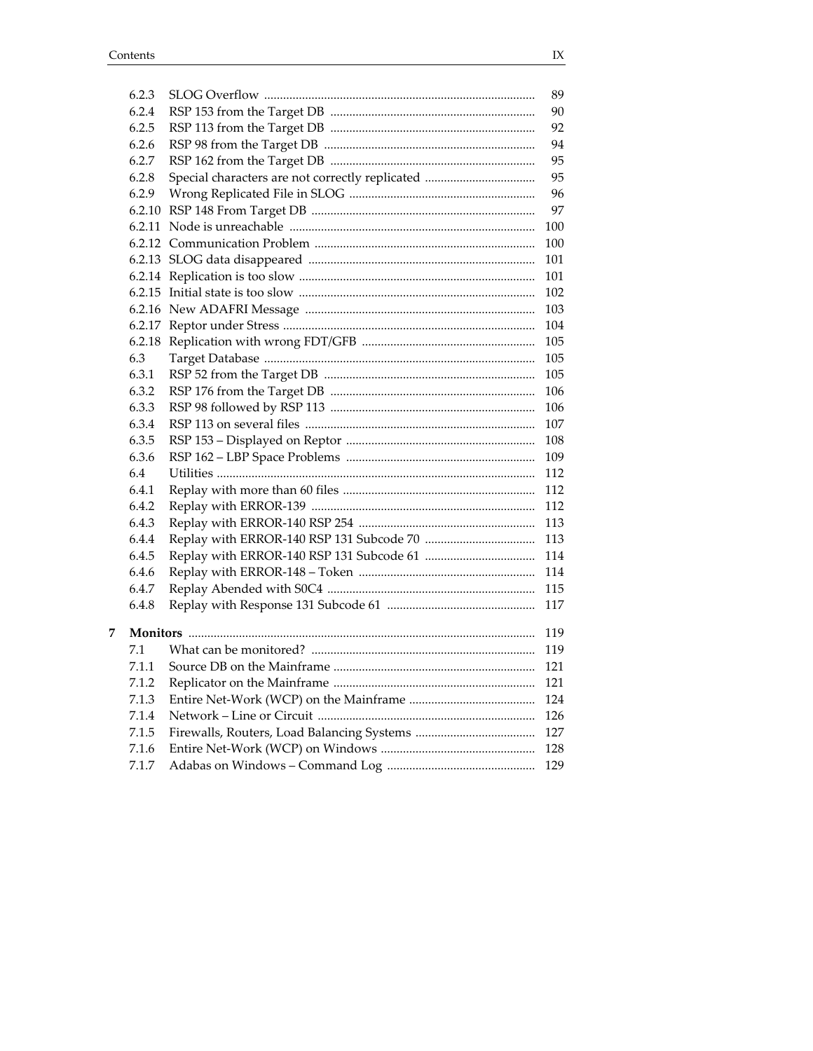| | | |
|---|---|---|
| 6.2.3 | SLOG Overflow | 89 |
| 6.2.4 | RSP 153 from the Target DB | 90 |
| 6.2.5 | RSP 113 from the Target DB | 92 |
| 6.2.6 | RSP 98 from the Target DB | 94 |
| 6.2.7 | RSP 162 from the Target DB | 95 |
| 6.2.8 | Special characters are not correctly replicated | 95 |
| 6.2.9 | Wrong Replicated File in SLOG | 96 |
| 6.2.10 | RSP 148 From Target DB | 97 |
| 6.2.11 | Node is unreachable | 100 |
| 6.2.12 | Communication Problem | 100 |
| 6.2.13 | SLOG data disappeared | 101 |
| 6.2.14 | Replication is too slow | 101 |
| 6.2.15 | Initial state is too slow | 102 |
| 6.2.16 | New ADAFRI Message | 103 |
| 6.2.17 | Reptor under Stress | 104 |
| 6.2.18 | Replication with wrong FDT/GFB | 105 |
| 6.3 | Target Database | 105 |
| 6.3.1 | RSP 52 from the Target DB | 105 |
| 6.3.2 | RSP 176 from the Target DB | 106 |
| 6.3.3 | RSP 98 followed by RSP 113 | 106 |
| 6.3.4 | RSP 113 on several files | 107 |
| 6.3.5 | RSP 153 – Displayed on Reptor | 108 |
| 6.3.6 | RSP 162 – LBP Space Problems | 109 |
| 6.4 | Utilities | 112 |
| 6.4.1 | Replay with more than 60 files | 112 |
| 6.4.2 | Replay with ERROR-139 | 112 |
| 6.4.3 | Replay with ERROR-140 RSP 254 | 113 |
| 6.4.4 | Replay with ERROR-140 RSP 131 Subcode 70 | 113 |
| 6.4.5 | Replay with ERROR-140 RSP 131 Subcode 61 | 114 |
| 6.4.6 | Replay with ERROR-148 – Token | 114 |
| 6.4.7 | Replay Abended with S0C4 | 115 |
| 6.4.8 | Replay with Response 131 Subcode 61 | 117 |

| | | |
|---|---|---|
| **7** | **Monitors** | 119 |
| 7.1 | What can be monitored? | 119 |
| 7.1.1 | Source DB on the Mainframe | 121 |
| 7.1.2 | Replicator on the Mainframe | 121 |
| 7.1.3 | Entire Net-Work (WCP) on the Mainframe | 124 |
| 7.1.4 | Network – Line or Circuit | 126 |
| 7.1.5 | Firewalls, Routers, Load Balancing Systems | 127 |
| 7.1.6 | Entire Net-Work (WCP) on Windows | 128 |
| 7.1.7 | Adabas on Windows – Command Log | 129 |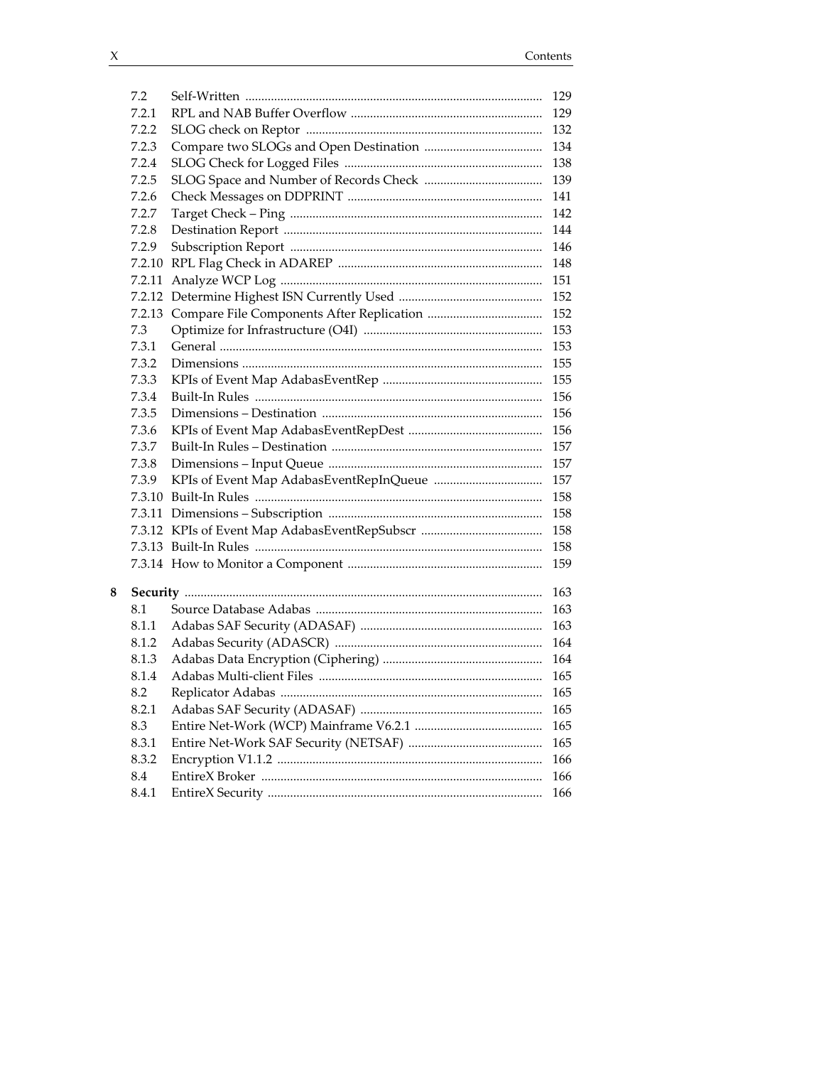| | | |
|---|---|---|
| 7.2 | Self-Written | 129 |
| 7.2.1 | RPL and NAB Buffer Overflow | 129 |
| 7.2.2 | SLOG check on Reptor | 132 |
| 7.2.3 | Compare two SLOGs and Open Destination | 134 |
| 7.2.4 | SLOG Check for Logged Files | 138 |
| 7.2.5 | SLOG Space and Number of Records Check | 139 |
| 7.2.6 | Check Messages on DDPRINT | 141 |
| 7.2.7 | Target Check – Ping | 142 |
| 7.2.8 | Destination Report | 144 |
| 7.2.9 | Subscription Report | 146 |
| 7.2.10 | RPL Flag Check in ADAREP | 148 |
| 7.2.11 | Analyze WCP Log | 151 |
| 7.2.12 | Determine Highest ISN Currently Used | 152 |
| 7.2.13 | Compare File Components After Replication | 152 |
| 7.3 | Optimize for Infrastructure (O4I) | 153 |
| 7.3.1 | General | 153 |
| 7.3.2 | Dimensions | 155 |
| 7.3.3 | KPIs of Event Map AdabasEventRep | 155 |
| 7.3.4 | Built-In Rules | 156 |
| 7.3.5 | Dimensions – Destination | 156 |
| 7.3.6 | KPIs of Event Map AdabasEventRepDest | 156 |
| 7.3.7 | Built-In Rules – Destination | 157 |
| 7.3.8 | Dimensions – Input Queue | 157 |
| 7.3.9 | KPIs of Event Map AdabasEventRepInQueue | 157 |
| 7.3.10 | Built-In Rules | 158 |
| 7.3.11 | Dimensions – Subscription | 158 |
| 7.3.12 | KPIs of Event Map AdabasEventRepSubscr | 158 |
| 7.3.13 | Built-In Rules | 158 |
| 7.3.14 | How to Monitor a Component | 159 |
| **8** | **Security** | 163 |
| 8.1 | Source Database Adabas | 163 |
| 8.1.1 | Adabas SAF Security (ADASAF) | 163 |
| 8.1.2 | Adabas Security (ADASCR) | 164 |
| 8.1.3 | Adabas Data Encryption (Ciphering) | 164 |
| 8.1.4 | Adabas Multi-client Files | 165 |
| 8.2 | Replicator Adabas | 165 |
| 8.2.1 | Adabas SAF Security (ADASAF) | 165 |
| 8.3 | Entire Net-Work (WCP) Mainframe V6.2.1 | 165 |
| 8.3.1 | Entire Net-Work SAF Security (NETSAF) | 165 |
| 8.3.2 | Encryption V1.1.2 | 166 |
| 8.4 | EntireX Broker | 166 |
| 8.4.1 | EntireX Security | 166 |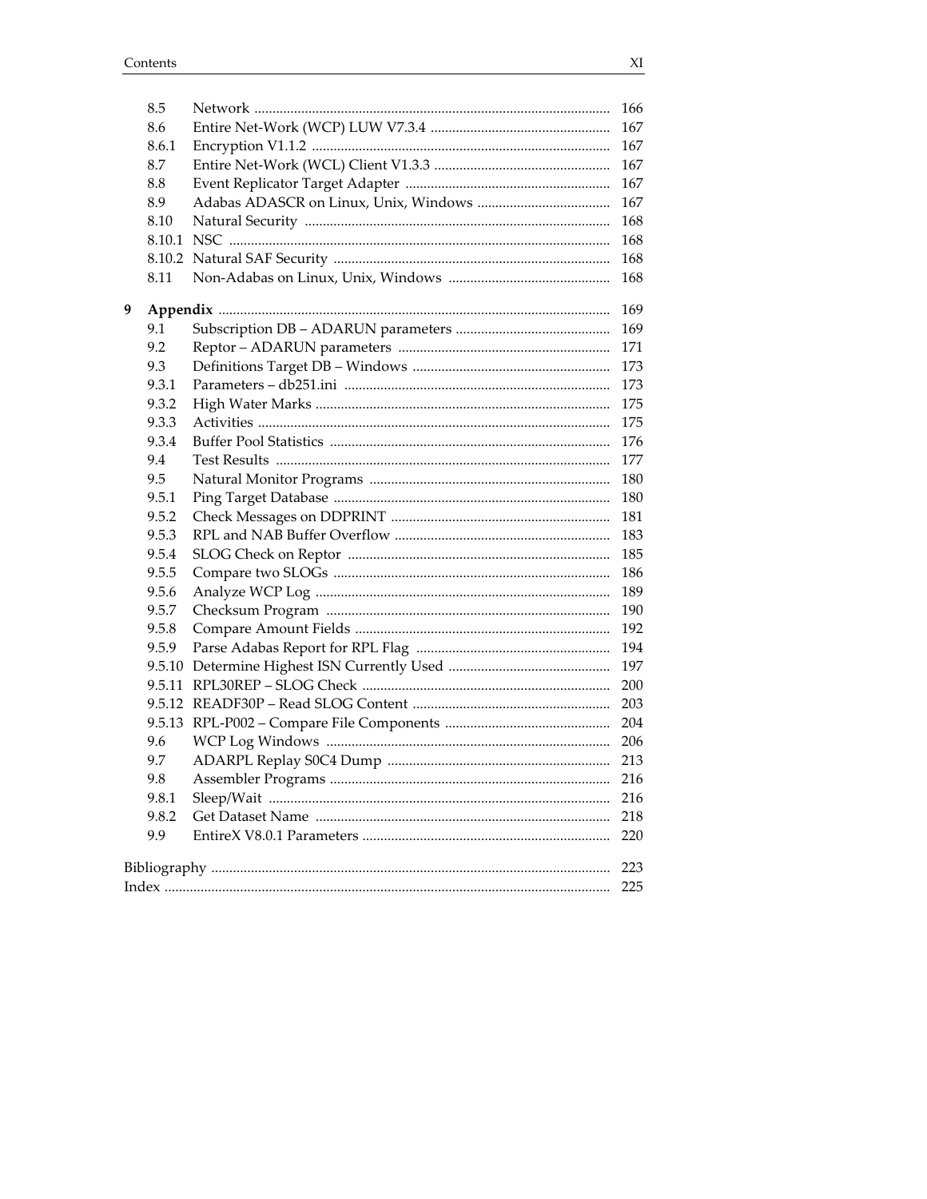| | | |
|---|---|---|
| 8.5 | Network | 166 |
| 8.6 | Entire Net-Work (WCP) LUW V7.3.4 | 167 |
| 8.6.1 | Encryption V1.1.2 | 167 |
| 8.7 | Entire Net-Work (WCL) Client V1.3.3 | 167 |
| 8.8 | Event Replicator Target Adapter | 167 |
| 8.9 | Adabas ADASCR on Linux, Unix, Windows | 167 |
| 8.10 | Natural Security | 168 |
| 8.10.1 | NSC | 168 |
| 8.10.2 | Natural SAF Security | 168 |
| 8.11 | Non-Adabas on Linux, Unix, Windows | 168 |
| **9** | **Appendix** | 169 |
| 9.1 | Subscription DB – ADARUN parameters | 169 |
| 9.2 | Reptor – ADARUN parameters | 171 |
| 9.3 | Definitions Target DB – Windows | 173 |
| 9.3.1 | Parameters – db251.ini | 173 |
| 9.3.2 | High Water Marks | 175 |
| 9.3.3 | Activities | 175 |
| 9.3.4 | Buffer Pool Statistics | 176 |
| 9.4 | Test Results | 177 |
| 9.5 | Natural Monitor Programs | 180 |
| 9.5.1 | Ping Target Database | 180 |
| 9.5.2 | Check Messages on DDPRINT | 181 |
| 9.5.3 | RPL and NAB Buffer Overflow | 183 |
| 9.5.4 | SLOG Check on Reptor | 185 |
| 9.5.5 | Compare two SLOGs | 186 |
| 9.5.6 | Analyze WCP Log | 189 |
| 9.5.7 | Checksum Program | 190 |
| 9.5.8 | Compare Amount Fields | 192 |
| 9.5.9 | Parse Adabas Report for RPL Flag | 194 |
| 9.5.10 | Determine Highest ISN Currently Used | 197 |
| 9.5.11 | RPL30REP – SLOG Check | 200 |
| 9.5.12 | READF30P – Read SLOG Content | 203 |
| 9.5.13 | RPL-P002 – Compare File Components | 204 |
| 9.6 | WCP Log Windows | 206 |
| 9.7 | ADARPL Replay S0C4 Dump | 213 |
| 9.8 | Assembler Programs | 216 |
| 9.8.1 | Sleep/Wait | 216 |
| 9.8.2 | Get Dataset Name | 218 |
| 9.9 | EntireX V8.0.1 Parameters | 220 |
| | Bibliography | 223 |
| | Index | 225 |